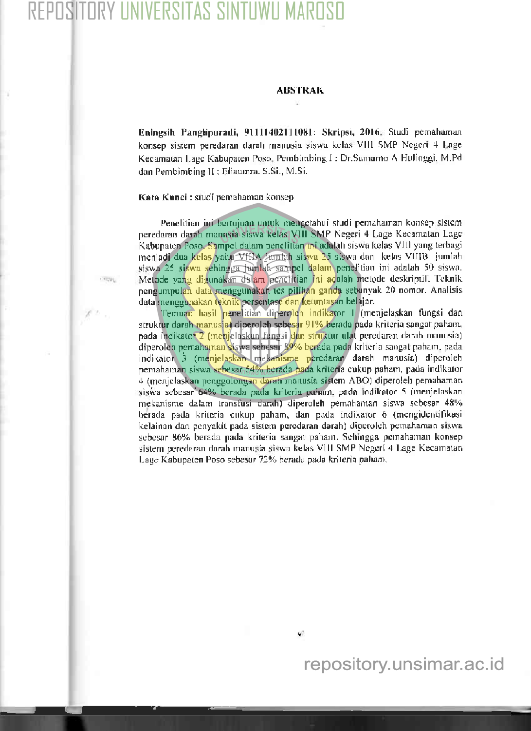# ABSTRAK

**Eningsih Panglipuradi, 91111402111081: Skripsi, 2016.** Studi pemahaman konsep sistem peredaran darah manusia siswa kelas VIII SMP Negeri 4 Lage Kecamatan Lage Kabupaten Poso. Pembimbing I : Dr.Sumarno A Hulinggi, M.Pd dan Pembimbing II : Efiaumra, S.Si., M.Si.

**Kata Kunci :** studi pemahaman konsep

Penelitian ini bertujuan untuk mengetahui studi pemahaman konsep sistem peredaran darah manusia siswa kelas VIII SMP Negeri 4 Lage Kecamatan Lage Kabupaten Poso. Sampel dalam penelitian ini adalah siswa kelas VIII yang terbagi menjadi dua kelas yaitu VIIIA jumlah siswa 25 siswa dan kelas VIIIB jumlah siswa 25 siswa sehingga jumlah sampel dalam penelitian ini adalah 50 siswa. Metode yang digunakan dalam penelitian ini adalah metode deskriptif. Teknik pengumpulan data menggunakan tes pilihan ganda sebanyak 20 nomor. Analisis data menggunakan teknik persentase dan ketuntasan belajar.

Temuan hasil penelitian diperoleh indikator 1 (menjelaskan fungsi dan struktur darah manusia) diperoleh sebesar 91% berada pada kriteria sangat paham, pada indikator 2 (menjelaskan fungsi dan struktur alat peredaran darah manusia) diperoleh pemahaman siswa sebesar 89% berada pada kriteria sangat paham, pada indikator 3 (menjelaskan mekanisme peredaran darah manusia) diperoleh pemahaman siswa sebesar 54% berada pada kriteria cukup paham, pada indikator 4 (menjelaskan penggolongan darah manusia sistem ABO) diperoleh pemahaman siswa sebesar 64% berada pada kriteria paham, pada indikator 5 (menjelaskan mekanisme dalam transfusi darah) diperoleh pemahaman siswa sebesar 48% berada pada kriteria cukup paham, dan pada indikator 6 (mengidentifikasi kelainan dan penyakit pada sistem peredaran darah) diperoleh pemahaman siswa sebesar 86% berada pada kriteria sangat paham. Sehingga pemahaman konsep sistem peredaran darah manusia siswa kelas VIII SMP Negeri 4 Lage Kecamatan Lage Kabupaten Poso sebesar 72% berada pada kriteria paham.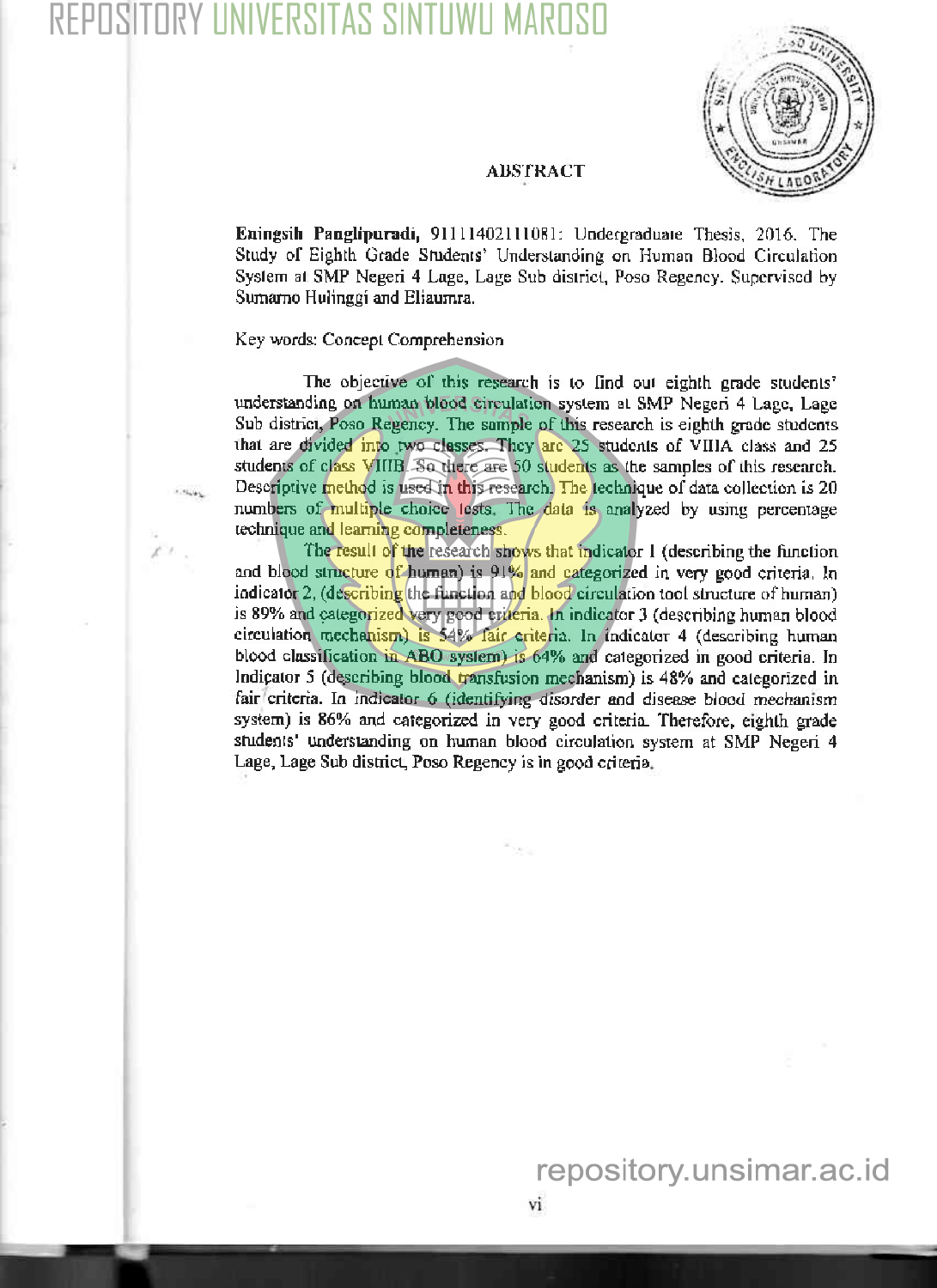# ABSTRACT

**Eningsih Panglipuradi**, 91111402111081: Undergraduate Thesis, 2016. The Study of Eighth Grade Students' Understanding on Human Blood Circulation System at SMP Negeri 4 Lage, Lage Sub district, Poso Regency. Supervised by Sumarno Hulinggi and Eliaumra.

Key words: Concept Comprehension

The objective of this research is to find out eighth grade students' understanding on human blood circulation system at SMP Negeri 4 Lage, Lage Sub district, Poso Regency. The sample of this research is eighth grade students that are divided into two classes. They are 25 students of VIIIA class and 25 students of class VIIIB. So there are 50 students as the samples of this research. Descriptive method is used in this research. The technique of data collection is 20 numbers of multiple choice tests. The data is analyzed by using percentage technique and learning completeness.

The result of the research shows that indicator 1 (describing the function and blood structure of human) is 91% and categorized in very good criteria. In indicator 2, (describing the function and blood circulation tool structure of human) is 89% and categorized very good criteria. In indicator 3 (describing human blood circulation mechanism) is 54% fair criteria. In indicator 4 (describing human blood classification in ABO system) is 64% and categorized in good criteria. In Indicator 5 (describing blood transfusion mechanism) is 48% and categorized in fair criteria. In indicator 6 (identifying disorder and disease blood mechanism system) is 86% and categorized in very good criteria. Therefore, eighth grade students' understanding on human blood circulation system at SMP Negeri 4 Lage, Lage Sub district, Poso Regency is in good criteria.